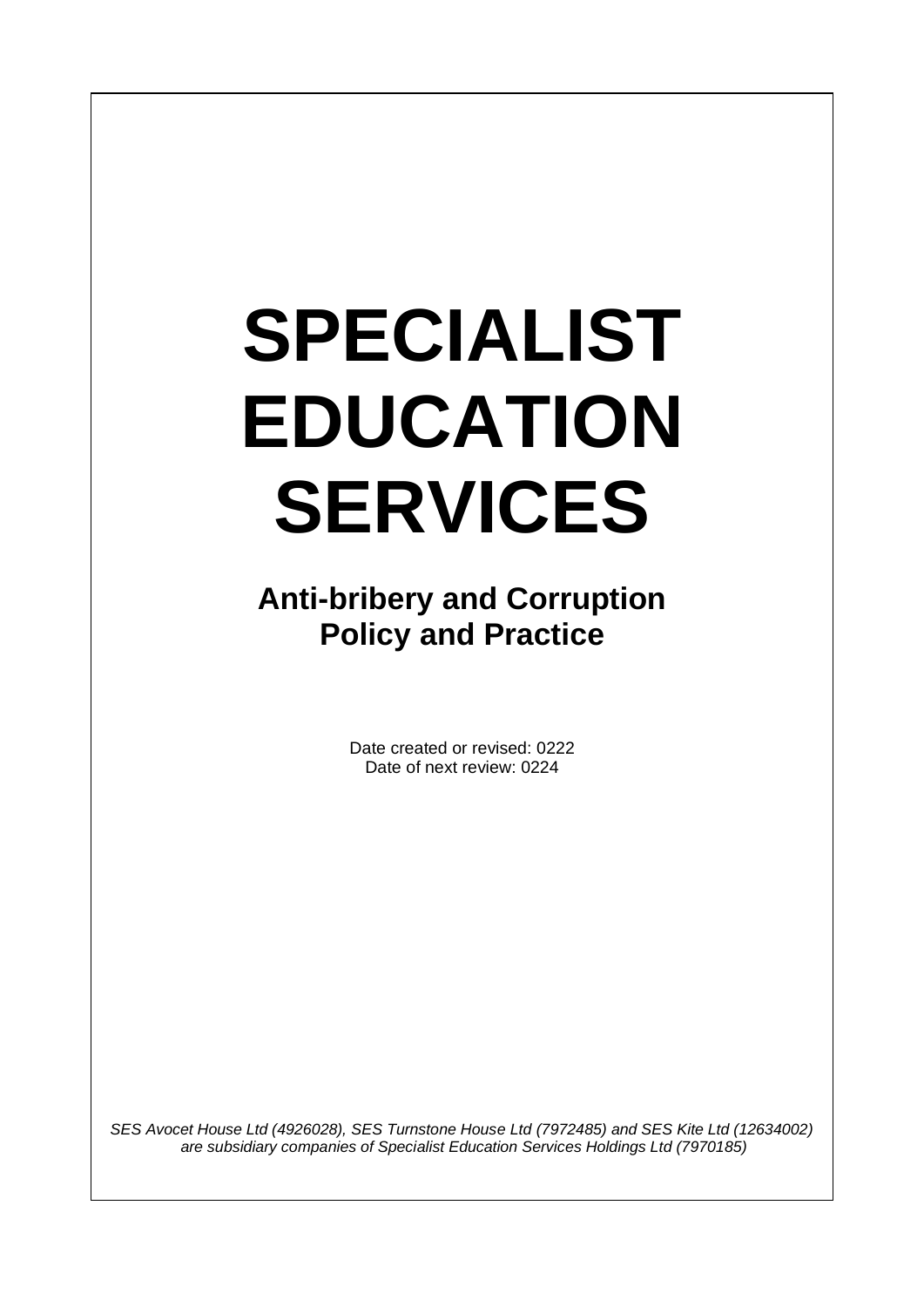# SPECIALIST EDUCATION SERVICES

## Anti-bribery and Corruption Policy and Practice

Date created or revised: 0222
Date of next review: 0224

*SES Avocet House Ltd (4926028), SES Turnstone House Ltd (7972485) and SES Kite Ltd (12634002) are subsidiary companies of Specialist Education Services Holdings Ltd (7970185)*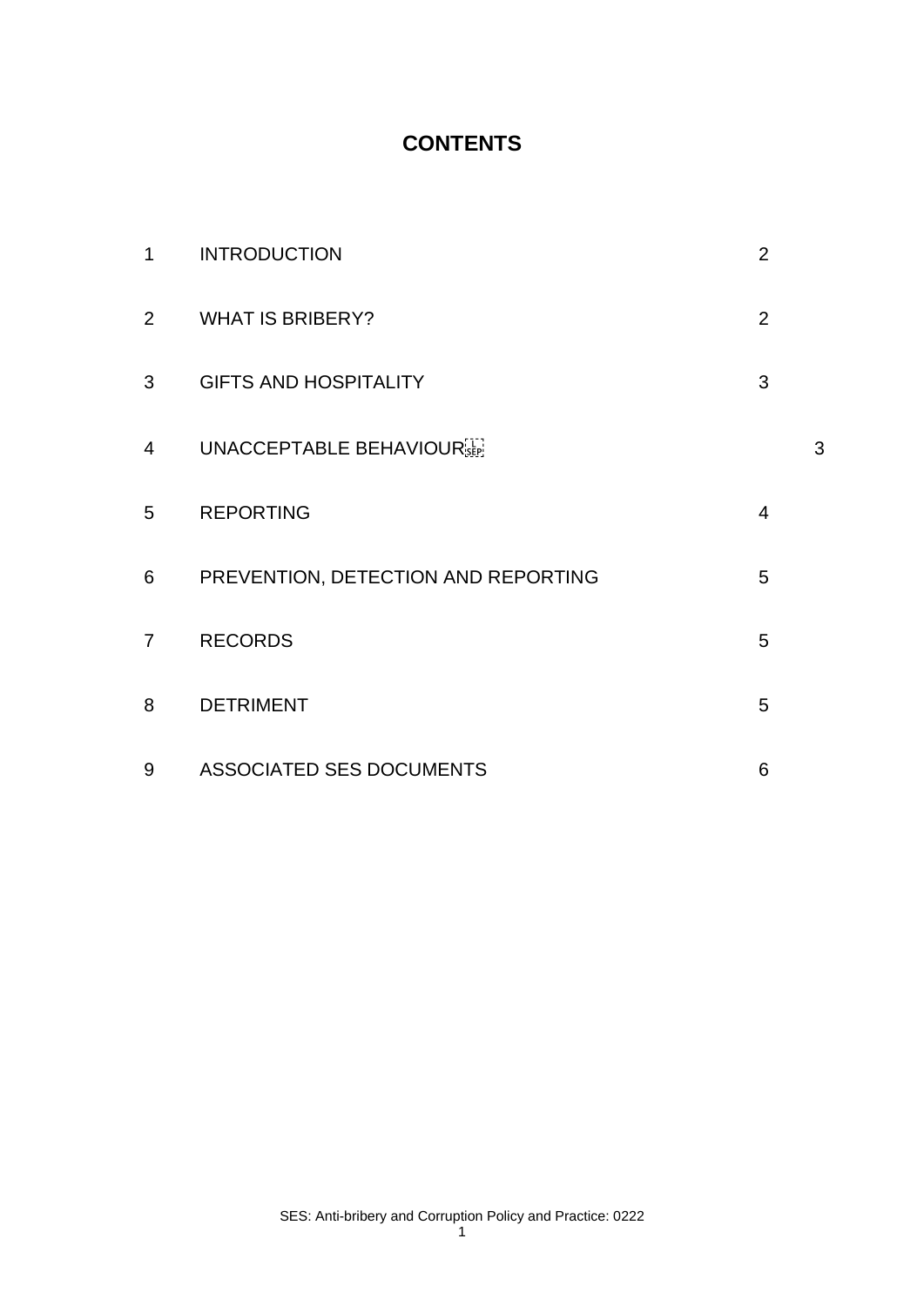# CONTENTS

| | | |
|---|---|---|
| 1 | INTRODUCTION | 2 |
| 2 | WHAT IS BRIBERY? | 2 |
| 3 | GIFTS AND HOSPITALITY | 3 |
| 4 | UNACCEPTABLE BEHAVIOUR | 3 |
| 5 | REPORTING | 4 |
| 6 | PREVENTION, DETECTION AND REPORTING | 5 |
| 7 | RECORDS | 5 |
| 8 | DETRIMENT | 5 |
| 9 | ASSOCIATED SES DOCUMENTS | 6 |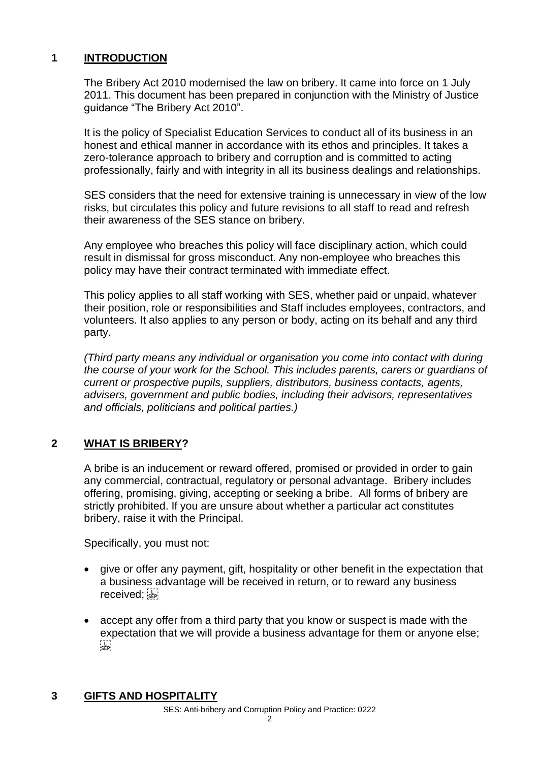## 1 INTRODUCTION

The Bribery Act 2010 modernised the law on bribery. It came into force on 1 July 2011. This document has been prepared in conjunction with the Ministry of Justice guidance "The Bribery Act 2010".

It is the policy of Specialist Education Services to conduct all of its business in an honest and ethical manner in accordance with its ethos and principles. It takes a zero-tolerance approach to bribery and corruption and is committed to acting professionally, fairly and with integrity in all its business dealings and relationships.

SES considers that the need for extensive training is unnecessary in view of the low risks, but circulates this policy and future revisions to all staff to read and refresh their awareness of the SES stance on bribery.

Any employee who breaches this policy will face disciplinary action, which could result in dismissal for gross misconduct. Any non-employee who breaches this policy may have their contract terminated with immediate effect.

This policy applies to all staff working with SES, whether paid or unpaid, whatever their position, role or responsibilities and Staff includes employees, contractors, and volunteers. It also applies to any person or body, acting on its behalf and any third party.

*(Third party means any individual or organisation you come into contact with during the course of your work for the School. This includes parents, carers or guardians of current or prospective pupils, suppliers, distributors, business contacts, agents, advisers, government and public bodies, including their advisors, representatives and officials, politicians and political parties.)*

## 2 WHAT IS BRIBERY?

A bribe is an inducement or reward offered, promised or provided in order to gain any commercial, contractual, regulatory or personal advantage. Bribery includes offering, promising, giving, accepting or seeking a bribe. All forms of bribery are strictly prohibited. If you are unsure about whether a particular act constitutes bribery, raise it with the Principal.

Specifically, you must not:

- give or offer any payment, gift, hospitality or other benefit in the expectation that a business advantage will be received in return, or to reward any business received;
- accept any offer from a third party that you know or suspect is made with the expectation that we will provide a business advantage for them or anyone else;

## 3 GIFTS AND HOSPITALITY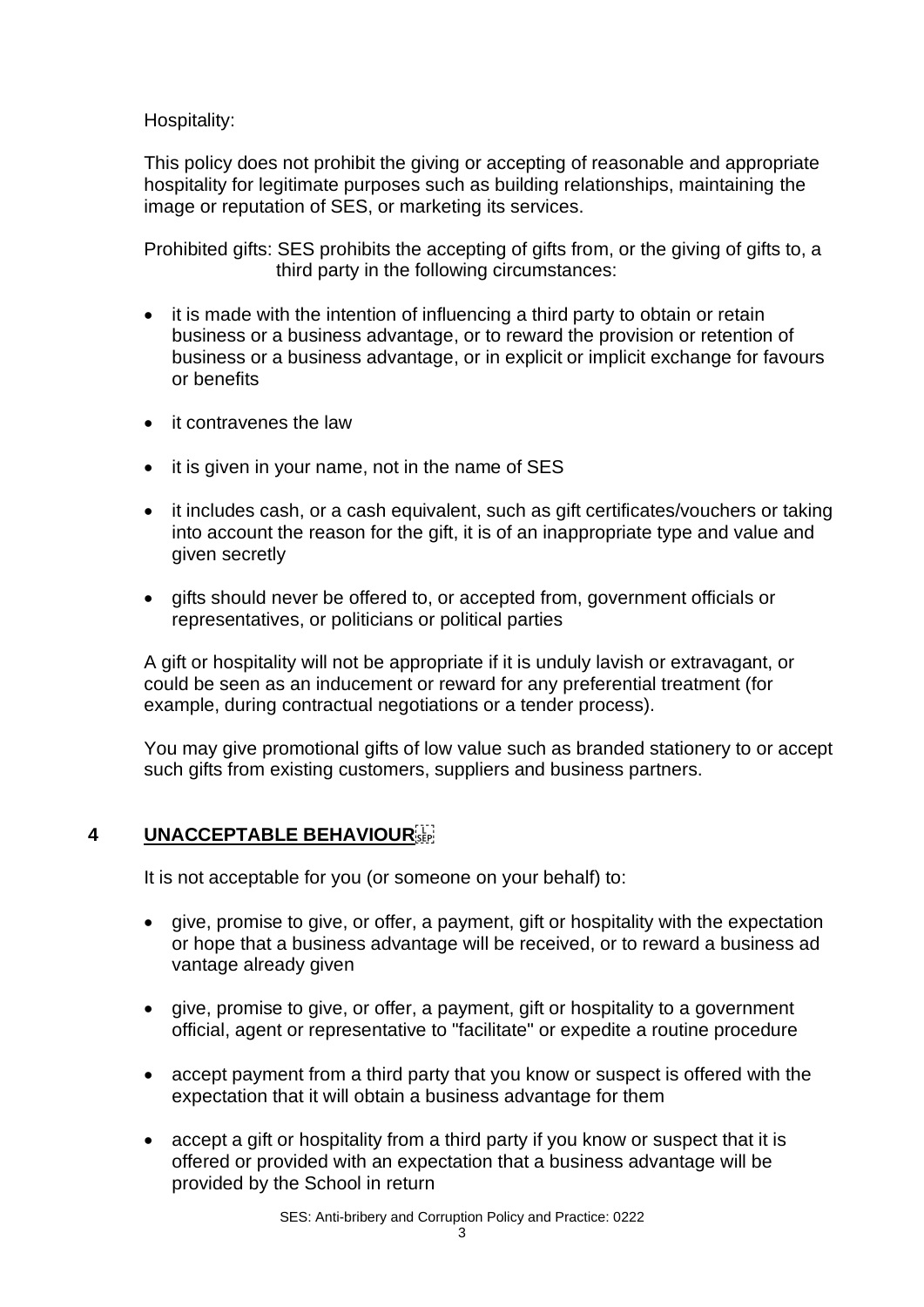Hospitality:

This policy does not prohibit the giving or accepting of reasonable and appropriate hospitality for legitimate purposes such as building relationships, maintaining the image or reputation of SES, or marketing its services.

Prohibited gifts: SES prohibits the accepting of gifts from, or the giving of gifts to, a third party in the following circumstances:

- it is made with the intention of influencing a third party to obtain or retain business or a business advantage, or to reward the provision or retention of business or a business advantage, or in explicit or implicit exchange for favours or benefits
- it contravenes the law
- it is given in your name, not in the name of SES
- it includes cash, or a cash equivalent, such as gift certificates/vouchers or taking into account the reason for the gift, it is of an inappropriate type and value and given secretly
- gifts should never be offered to, or accepted from, government officials or representatives, or politicians or political parties

A gift or hospitality will not be appropriate if it is unduly lavish or extravagant, or could be seen as an inducement or reward for any preferential treatment (for example, during contractual negotiations or a tender process).

You may give promotional gifts of low value such as branded stationery to or accept such gifts from existing customers, suppliers and business partners.

## 4 UNACCEPTABLE BEHAVIOUR

It is not acceptable for you (or someone on your behalf) to:

- give, promise to give, or offer, a payment, gift or hospitality with the expectation or hope that a business advantage will be received, or to reward a business ad vantage already given
- give, promise to give, or offer, a payment, gift or hospitality to a government official, agent or representative to "facilitate" or expedite a routine procedure
- accept payment from a third party that you know or suspect is offered with the expectation that it will obtain a business advantage for them
- accept a gift or hospitality from a third party if you know or suspect that it is offered or provided with an expectation that a business advantage will be provided by the School in return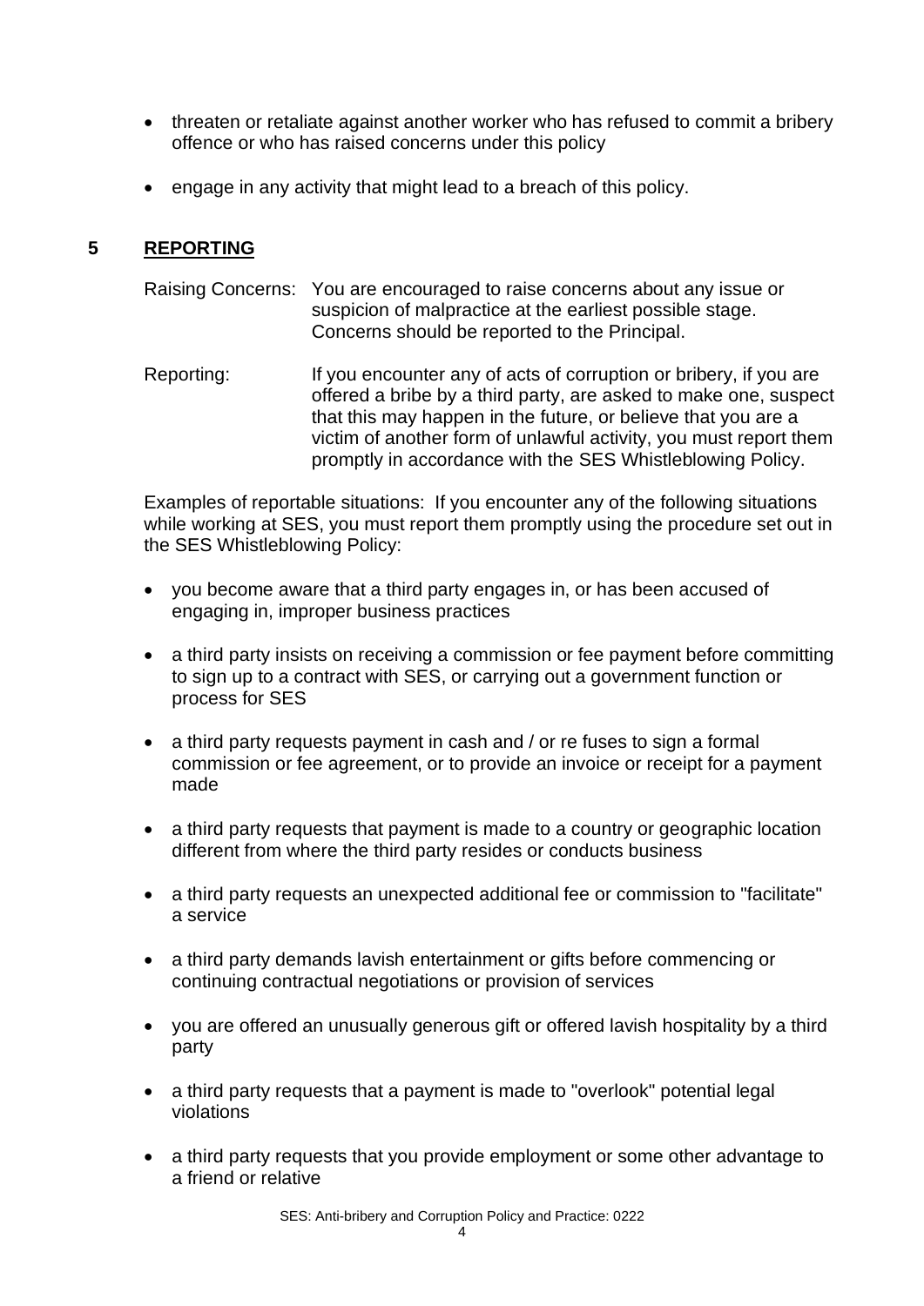- threaten or retaliate against another worker who has refused to commit a bribery offence or who has raised concerns under this policy
- engage in any activity that might lead to a breach of this policy.

## 5 REPORTING

Raising Concerns: You are encouraged to raise concerns about any issue or suspicion of malpractice at the earliest possible stage. Concerns should be reported to the Principal.

Reporting: If you encounter any of acts of corruption or bribery, if you are offered a bribe by a third party, are asked to make one, suspect that this may happen in the future, or believe that you are a victim of another form of unlawful activity, you must report them promptly in accordance with the SES Whistleblowing Policy.

Examples of reportable situations: If you encounter any of the following situations while working at SES, you must report them promptly using the procedure set out in the SES Whistleblowing Policy:

- you become aware that a third party engages in, or has been accused of engaging in, improper business practices
- a third party insists on receiving a commission or fee payment before committing to sign up to a contract with SES, or carrying out a government function or process for SES
- a third party requests payment in cash and / or re fuses to sign a formal commission or fee agreement, or to provide an invoice or receipt for a payment made
- a third party requests that payment is made to a country or geographic location different from where the third party resides or conducts business
- a third party requests an unexpected additional fee or commission to "facilitate" a service
- a third party demands lavish entertainment or gifts before commencing or continuing contractual negotiations or provision of services
- you are offered an unusually generous gift or offered lavish hospitality by a third party
- a third party requests that a payment is made to "overlook" potential legal violations
- a third party requests that you provide employment or some other advantage to a friend or relative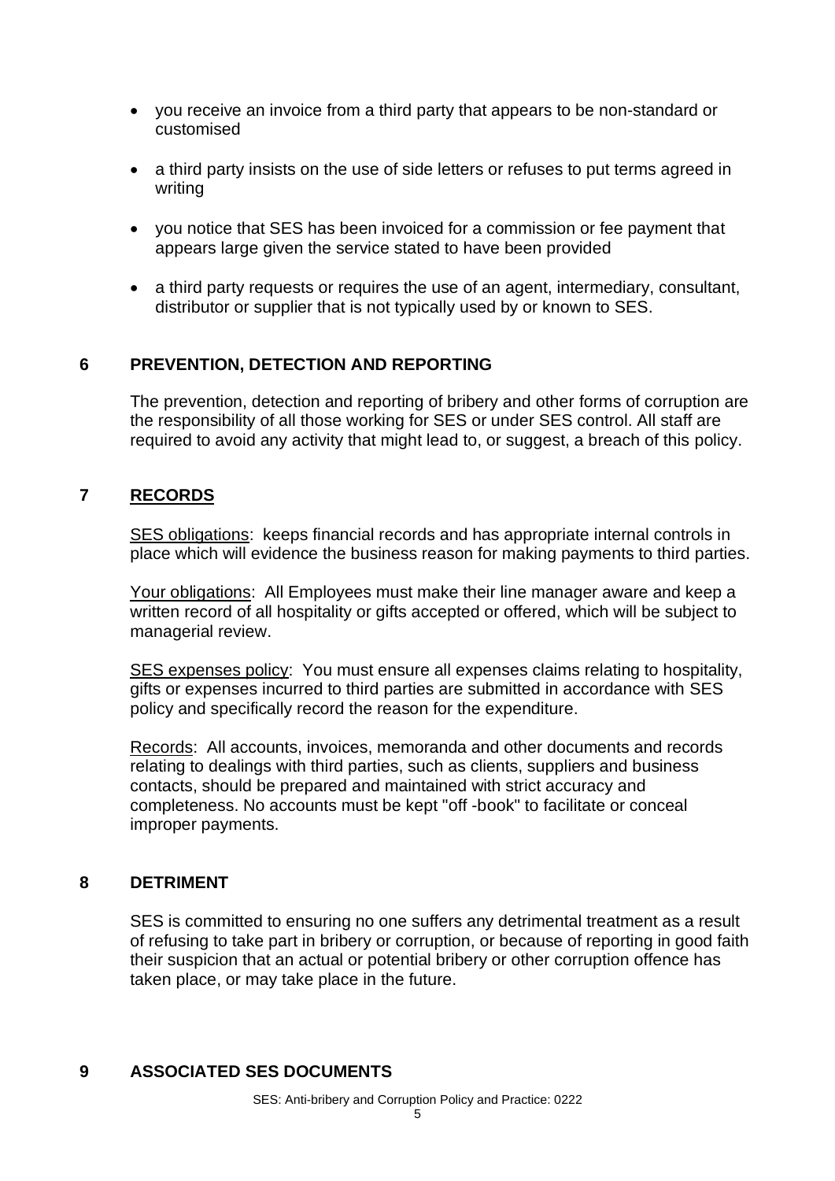- you receive an invoice from a third party that appears to be non-standard or customised
- a third party insists on the use of side letters or refuses to put terms agreed in writing
- you notice that SES has been invoiced for a commission or fee payment that appears large given the service stated to have been provided
- a third party requests or requires the use of an agent, intermediary, consultant, distributor or supplier that is not typically used by or known to SES.

## 6 PREVENTION, DETECTION AND REPORTING

The prevention, detection and reporting of bribery and other forms of corruption are the responsibility of all those working for SES or under SES control. All staff are required to avoid any activity that might lead to, or suggest, a breach of this policy.

## 7 RECORDS

SES obligations: keeps financial records and has appropriate internal controls in place which will evidence the business reason for making payments to third parties.

Your obligations: All Employees must make their line manager aware and keep a written record of all hospitality or gifts accepted or offered, which will be subject to managerial review.

SES expenses policy: You must ensure all expenses claims relating to hospitality, gifts or expenses incurred to third parties are submitted in accordance with SES policy and specifically record the reason for the expenditure.

Records: All accounts, invoices, memoranda and other documents and records relating to dealings with third parties, such as clients, suppliers and business contacts, should be prepared and maintained with strict accuracy and completeness. No accounts must be kept "off -book" to facilitate or conceal improper payments.

## 8 DETRIMENT

SES is committed to ensuring no one suffers any detrimental treatment as a result of refusing to take part in bribery or corruption, or because of reporting in good faith their suspicion that an actual or potential bribery or other corruption offence has taken place, or may take place in the future.

## 9 ASSOCIATED SES DOCUMENTS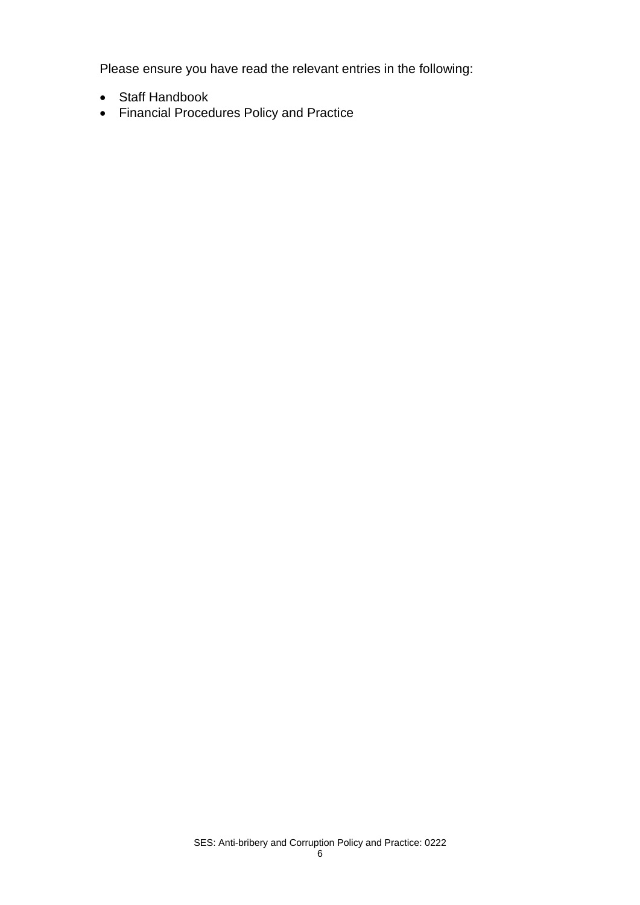Please ensure you have read the relevant entries in the following:

- Staff Handbook
- Financial Procedures Policy and Practice